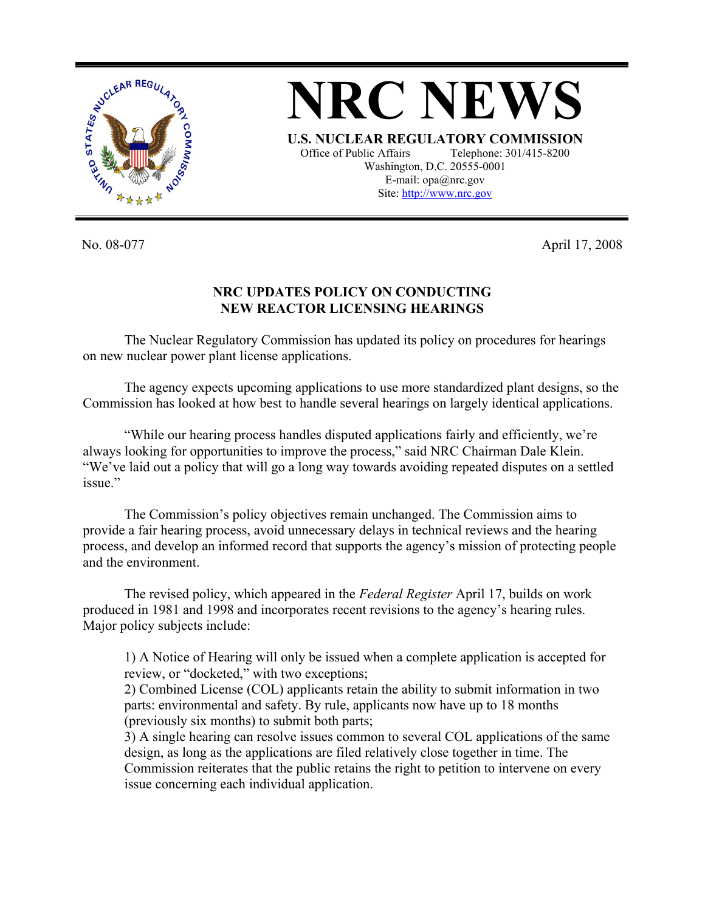# NRC NEWS

**U.S. NUCLEAR REGULATORY COMMISSION**

Office of Public Affairs    Telephone: 301/415-8200
Washington, D.C. 20555-0001
E-mail: opa@nrc.gov
Site: http://www.nrc.gov

No. 08-077                                                                                    April 17, 2008

## NRC UPDATES POLICY ON CONDUCTING NEW REACTOR LICENSING HEARINGS

The Nuclear Regulatory Commission has updated its policy on procedures for hearings on new nuclear power plant license applications.

The agency expects upcoming applications to use more standardized plant designs, so the Commission has looked at how best to handle several hearings on largely identical applications.

"While our hearing process handles disputed applications fairly and efficiently, we're always looking for opportunities to improve the process," said NRC Chairman Dale Klein. "We've laid out a policy that will go a long way towards avoiding repeated disputes on a settled issue."

The Commission's policy objectives remain unchanged. The Commission aims to provide a fair hearing process, avoid unnecessary delays in technical reviews and the hearing process, and develop an informed record that supports the agency's mission of protecting people and the environment.

The revised policy, which appeared in the *Federal Register* April 17, builds on work produced in 1981 and 1998 and incorporates recent revisions to the agency's hearing rules. Major policy subjects include:

1) A Notice of Hearing will only be issued when a complete application is accepted for review, or "docketed," with two exceptions;
2) Combined License (COL) applicants retain the ability to submit information in two parts: environmental and safety. By rule, applicants now have up to 18 months (previously six months) to submit both parts;
3) A single hearing can resolve issues common to several COL applications of the same design, as long as the applications are filed relatively close together in time. The Commission reiterates that the public retains the right to petition to intervene on every issue concerning each individual application.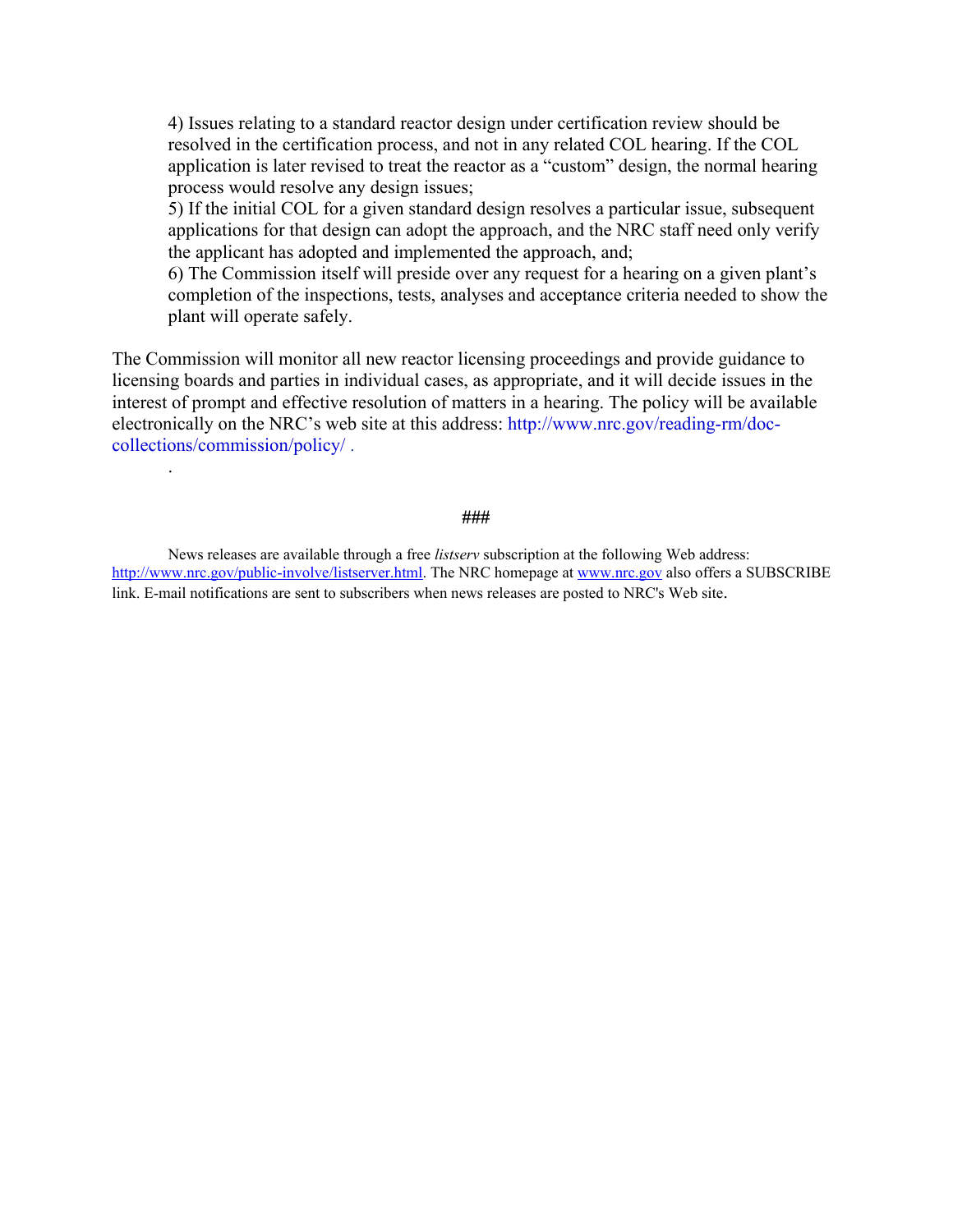4) Issues relating to a standard reactor design under certification review should be resolved in the certification process, and not in any related COL hearing. If the COL application is later revised to treat the reactor as a "custom" design, the normal hearing process would resolve any design issues;

5) If the initial COL for a given standard design resolves a particular issue, subsequent applications for that design can adopt the approach, and the NRC staff need only verify the applicant has adopted and implemented the approach, and;

6) The Commission itself will preside over any request for a hearing on a given plant's completion of the inspections, tests, analyses and acceptance criteria needed to show the plant will operate safely.

The Commission will monitor all new reactor licensing proceedings and provide guidance to licensing boards and parties in individual cases, as appropriate, and it will decide issues in the interest of prompt and effective resolution of matters in a hearing. The policy will be available electronically on the NRC's web site at this address: http://www.nrc.gov/reading-rm/doc-collections/commission/policy/ .

.

###

News releases are available through a free *listserv* subscription at the following Web address: http://www.nrc.gov/public-involve/listserver.html. The NRC homepage at www.nrc.gov also offers a SUBSCRIBE link. E-mail notifications are sent to subscribers when news releases are posted to NRC's Web site.